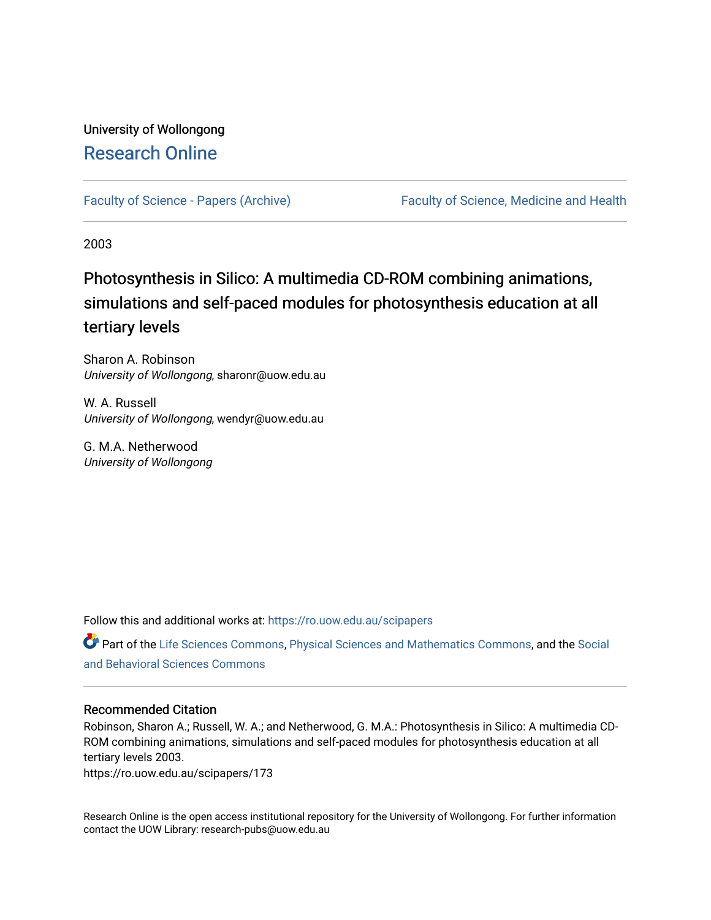University of Wollongong

# Research Online

Faculty of Science - Papers (Archive) | Faculty of Science, Medicine and Health

2003

## Photosynthesis in Silico: A multimedia CD-ROM combining animations, simulations and self-paced modules for photosynthesis education at all tertiary levels

Sharon A. Robinson
*University of Wollongong*, sharonr@uow.edu.au

W. A. Russell
*University of Wollongong*, wendyr@uow.edu.au

G. M.A. Netherwood
*University of Wollongong*

Follow this and additional works at: https://ro.uow.edu.au/scipapers

Part of the Life Sciences Commons, Physical Sciences and Mathematics Commons, and the Social and Behavioral Sciences Commons

### Recommended Citation

Robinson, Sharon A.; Russell, W. A.; and Netherwood, G. M.A.: Photosynthesis in Silico: A multimedia CD-ROM combining animations, simulations and self-paced modules for photosynthesis education at all tertiary levels 2003.
https://ro.uow.edu.au/scipapers/173

Research Online is the open access institutional repository for the University of Wollongong. For further information contact the UOW Library: research-pubs@uow.edu.au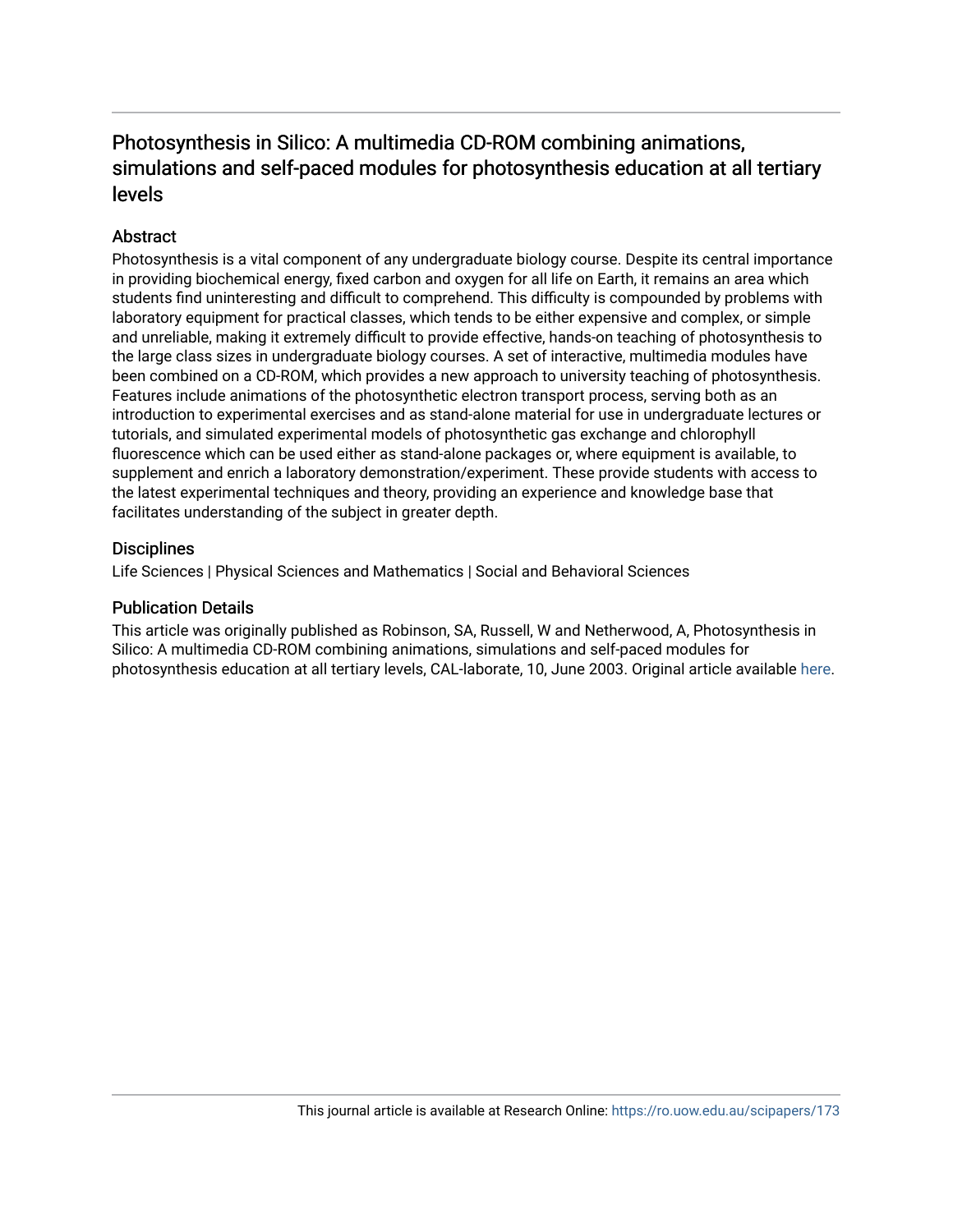# Photosynthesis in Silico: A multimedia CD-ROM combining animations, simulations and self-paced modules for photosynthesis education at all tertiary levels

## Abstract

Photosynthesis is a vital component of any undergraduate biology course. Despite its central importance in providing biochemical energy, fixed carbon and oxygen for all life on Earth, it remains an area which students find uninteresting and difficult to comprehend. This difficulty is compounded by problems with laboratory equipment for practical classes, which tends to be either expensive and complex, or simple and unreliable, making it extremely difficult to provide effective, hands-on teaching of photosynthesis to the large class sizes in undergraduate biology courses. A set of interactive, multimedia modules have been combined on a CD-ROM, which provides a new approach to university teaching of photosynthesis. Features include animations of the photosynthetic electron transport process, serving both as an introduction to experimental exercises and as stand-alone material for use in undergraduate lectures or tutorials, and simulated experimental models of photosynthetic gas exchange and chlorophyll fluorescence which can be used either as stand-alone packages or, where equipment is available, to supplement and enrich a laboratory demonstration/experiment. These provide students with access to the latest experimental techniques and theory, providing an experience and knowledge base that facilitates understanding of the subject in greater depth.

## Disciplines

Life Sciences | Physical Sciences and Mathematics | Social and Behavioral Sciences

## Publication Details

This article was originally published as Robinson, SA, Russell, W and Netherwood, A, Photosynthesis in Silico: A multimedia CD-ROM combining animations, simulations and self-paced modules for photosynthesis education at all tertiary levels, CAL-laborate, 10, June 2003. Original article available here.

This journal article is available at Research Online: https://ro.uow.edu.au/scipapers/173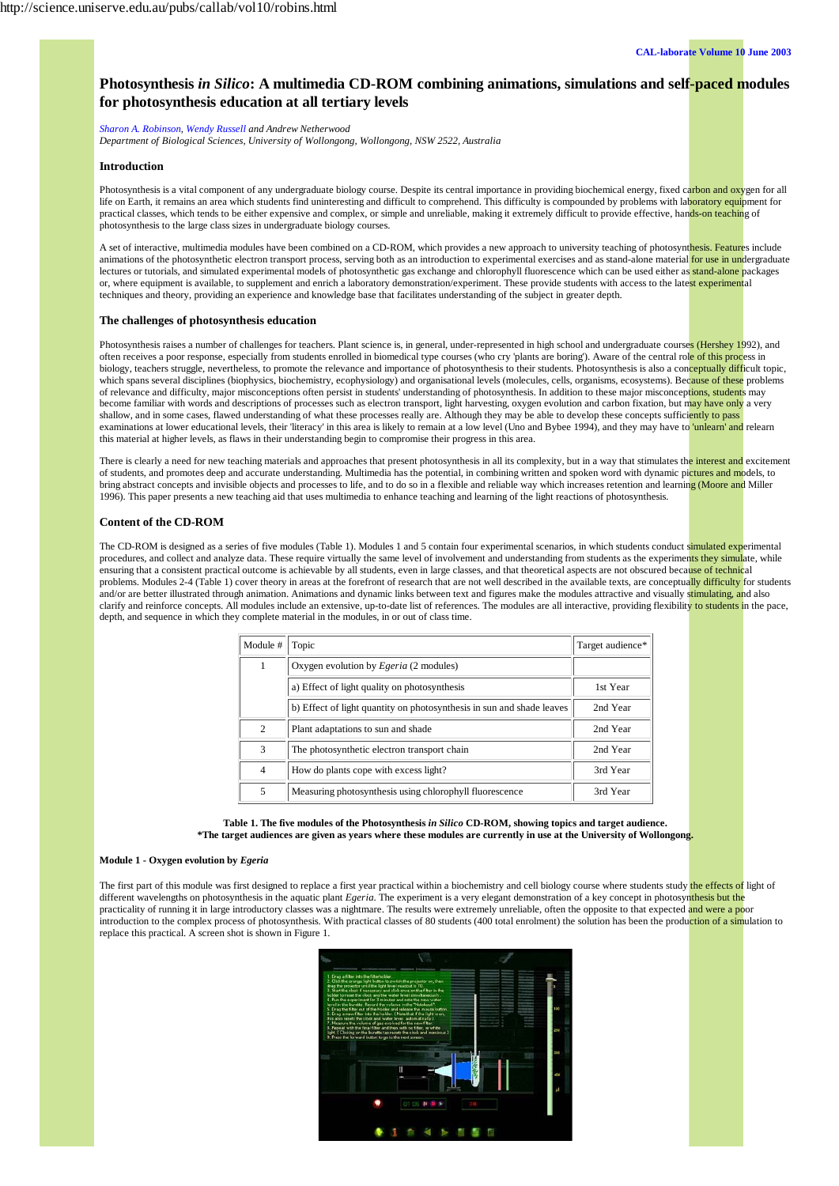# Photosynthesis *in Silico*: A multimedia CD-ROM combining animations, simulations and self-paced modules for photosynthesis education at all tertiary levels

*Sharon A. Robinson, Wendy Russell and Andrew Netherwood*
*Department of Biological Sciences, University of Wollongong, Wollongong, NSW 2522, Australia*

## Introduction

Photosynthesis is a vital component of any undergraduate biology course. Despite its central importance in providing biochemical energy, fixed carbon and oxygen for all life on Earth, it remains an area which students find uninteresting and difficult to comprehend. This difficulty is compounded by problems with laboratory equipment for practical classes, which tends to be either expensive and complex, or simple and unreliable, making it extremely difficult to provide effective, hands-on teaching of photosynthesis to the large class sizes in undergraduate biology courses.

A set of interactive, multimedia modules have been combined on a CD-ROM, which provides a new approach to university teaching of photosynthesis. Features include animations of the photosynthetic electron transport process, serving both as an introduction to experimental exercises and as stand-alone material for use in undergraduate lectures or tutorials, and simulated experimental models of photosynthetic gas exchange and chlorophyll fluorescence which can be used either as stand-alone packages or, where equipment is available, to supplement and enrich a laboratory demonstration/experiment. These provide students with access to the latest experimental techniques and theory, providing an experience and knowledge base that facilitates understanding of the subject in greater depth.

## The challenges of photosynthesis education

Photosynthesis raises a number of challenges for teachers. Plant science is, in general, under-represented in high school and undergraduate courses (Hershey 1992), and often receives a poor response, especially from students enrolled in biomedical type courses (who cry 'plants are boring'). Aware of the central role of this process in biology, teachers struggle, nevertheless, to promote the relevance and importance of photosynthesis to their students. Photosynthesis is a conceptually difficult topic, which spans several disciplines (biophysics, biochemistry, ecophysiology) and organisational levels (molecules, cells, organisms, ecosystems). Because of these problems of relevance and difficulty, major misconceptions often persist in students' understanding of photosynthesis. In addition to these major misconceptions, students may become familiar with words and descriptions of processes such as electron transport, light harvesting, oxygen evolution and carbon fixation, but may have only a very shallow, and in some cases, flawed understanding of what these processes really are. Although they may be able to develop these concepts sufficiently to pass examinations at lower educational levels, their 'literacy' in this area is likely to remain at a low level (Uno and Bybee 1994), and they may have to 'unlearn' and relearn this material at higher levels, as flaws in their understanding begin to compromise their progress in this area.

There is clearly a need for new teaching materials and approaches that present photosynthesis in all its complexity, but in a way that stimulates the interest and excitement of students, and promotes deep and accurate understanding. Multimedia has the potential, in combining written and spoken word with dynamic pictures and models, to bring abstract concepts and invisible objects and processes to life, and to do so in a flexible and reliable way which increases retention and learning (Moore and Miller 1996). This paper presents a new teaching aid that uses multimedia to enhance teaching and learning of the light reactions of photosynthesis.

## Content of the CD-ROM

The CD-ROM is designed as a series of five modules (Table 1). Modules 1 and 5 contain four experimental scenarios, in which students conduct simulated experimental procedures, and collect and analyze data. These require virtually the same level of involvement and understanding from students as the experiments they simulate, while ensuring that a consistent practical outcome is achievable by all students, even in large classes, and that theoretical aspects are not obscured because of technical problems. Modules 2-4 (Table 1) cover theory in areas at the forefront of research that are not well described in the available texts, are conceptually difficulty for students and/or are better illustrated through animation. Animations and dynamic links between text and figures make the modules attractive and visually stimulating, and also clarify and reinforce concepts. All modules include an extensive, up-to-date list of references. The modules are all interactive, providing flexibility to students in the pace, depth, and sequence in which they complete material in the modules, in or out of class time.

| Module # | Topic | Target audience* |
|---|---|---|
| 1 | Oxygen evolution by *Egeria* (2 modules) | |
| | a) Effect of light quality on photosynthesis | 1st Year |
| | b) Effect of light quantity on photosynthesis in sun and shade leaves | 2nd Year |
| 2 | Plant adaptations to sun and shade | 2nd Year |
| 3 | The photosynthetic electron transport chain | 2nd Year |
| 4 | How do plants cope with excess light? | 3rd Year |
| 5 | Measuring photosynthesis using chlorophyll fluorescence | 3rd Year |

**Table 1. The five modules of the Photosynthesis *in Silico* CD-ROM, showing topics and target audience.**
**\*The target audiences are given as years where these modules are currently in use at the University of Wollongong.**

### Module 1 - Oxygen evolution by *Egeria*

The first part of this module was first designed to replace a first year practical within a biochemistry and cell biology course where students study the effects of light of different wavelengths on photosynthesis in the aquatic plant *Egeria*. The experiment is a very elegant demonstration of a key concept in photosynthesis but the practicality of running it in large introductory classes was a nightmare. The results were extremely unreliable, often the opposite to that expected and were a poor introduction to the complex process of photosynthesis. With practical classes of 80 students (400 total enrolment) the solution has been the production of a simulation to replace this practical. A screen shot is shown in Figure 1.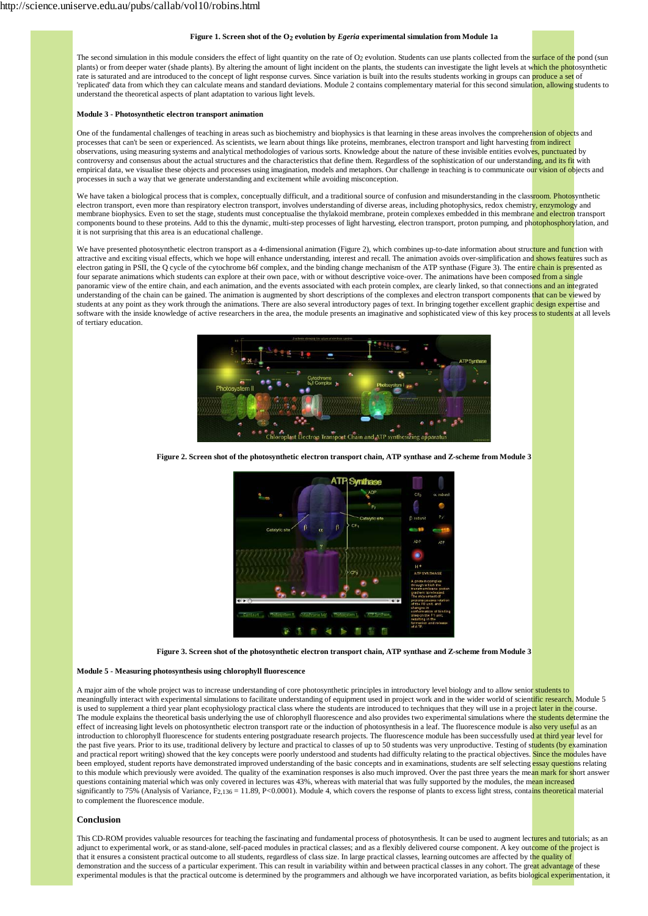**Figure 1. Screen shot of the $O_2$ evolution by *Egeria* experimental simulation from Module 1a**

The second simulation in this module considers the effect of light quantity on the rate of $O_2$ evolution. Students can use plants collected from the surface of the pond (sun plants) or from deeper water (shade plants). By altering the amount of light incident on the plants, the students can investigate the light levels at which the photosynthetic rate is saturated and are introduced to the concept of light response curves. Since variation is built into the results students working in groups can produce a set of 'replicated' data from which they can calculate means and standard deviations. Module 2 contains complementary material for this second simulation, allowing students to understand the theoretical aspects of plant adaptation to various light levels.

**Module 3 - Photosynthetic electron transport animation**

One of the fundamental challenges of teaching in areas such as biochemistry and biophysics is that learning in these areas involves the comprehension of objects and processes that can't be seen or experienced. As scientists, we learn about things like proteins, membranes, electron transport and light harvesting from indirect observations, using measuring systems and analytical methodologies of various sorts. Knowledge about the nature of these invisible entities evolves, punctuated by controversy and consensus about the actual structures and the characteristics that define them. Regardless of the sophistication of our understanding, and its fit with empirical data, we visualise these objects and processes using imagination, models and metaphors. Our challenge in teaching is to communicate our vision of objects and processes in such a way that we generate understanding and excitement while avoiding misconception.

We have taken a biological process that is complex, conceptually difficult, and a traditional source of confusion and misunderstanding in the classroom. Photosynthetic electron transport, even more than respiratory electron transport, involves understanding of diverse areas, including photophysics, redox chemistry, enzymology and membrane biophysics. Even to set the stage, students must conceptualise the thylakoid membrane, protein complexes embedded in this membrane and electron transport components bound to these proteins. Add to this the dynamic, multi-step processes of light harvesting, electron transport, proton pumping, and photophosphorylation, and it is not surprising that this area is an educational challenge.

We have presented photosynthetic electron transport as a 4-dimensional animation (Figure 2), which combines up-to-date information about structure and function with attractive and exciting visual effects, which we hope will enhance understanding, interest and recall. The animation avoids over-simplification and shows features such as electron gating in PSII, the Q cycle of the cytochrome b6f complex, and the binding change mechanism of the ATP synthase (Figure 3). The entire chain is presented as four separate animations which students can explore at their own pace, with or without descriptive voice-over. The animations have been composed from a single panoramic view of the entire chain, and each animation, and the events associated with each protein complex, are clearly linked, so that connections and an integrated understanding of the chain can be gained. The animation is augmented by short descriptions of the complexes and electron transport components that can be viewed by students at any point as they work through the animations. There are also several introductory pages of text. In bringing together excellent graphic design expertise and software with the inside knowledge of active researchers in the area, the module presents an imaginative and sophisticated view of this key process to students at all levels of tertiary education.

**Figure 2. Screen shot of the photosynthetic electron transport chain, ATP synthase and Z-scheme from Module 3**

**Figure 3. Screen shot of the photosynthetic electron transport chain, ATP synthase and Z-scheme from Module 3**

**Module 5 - Measuring photosynthesis using chlorophyll fluorescence**

A major aim of the whole project was to increase understanding of core photosynthetic principles in introductory level biology and to allow senior students to meaningfully interact with experimental simulations to facilitate understanding of equipment used in project work and in the wider world of scientific research. Module 5 is used to supplement a third year plant ecophysiology practical class where the students are introduced to techniques that they will use in a project later in the course. The module explains the theoretical basis underlying the use of chlorophyll fluorescence and also provides two experimental simulations where the students determine the effect of increasing light levels on photosynthetic electron transport rate or the induction of photosynthesis in a leaf. The fluorescence module is also very useful as an introduction to chlorophyll fluorescence for students entering postgraduate research projects. The fluorescence module has been successfully used at third year level for the past five years. Prior to its use, traditional delivery by lecture and practical to classes of up to 50 students was very unproductive. Testing of students (by examination and practical report writing) showed that the key concepts were poorly understood and students had difficulty relating to the practical objectives. Since the modules have been employed, student reports have demonstrated improved understanding of the basic concepts and in examinations, students are self selecting essay questions relating to this module which previously were avoided. The quality of the examination responses is also much improved. Over the past three years the mean mark for short answer questions containing material which was only covered in lectures was 43%, whereas with material that was fully supported by the modules, the mean increased significantly to 75% (Analysis of Variance, $F_{2,136} = 11.89$, $P<0.0001$). Module 4, which covers the response of plants to excess light stress, contains theoretical material to complement the fluorescence module.

## Conclusion

This CD-ROM provides valuable resources for teaching the fascinating and fundamental process of photosynthesis. It can be used to augment lectures and tutorials; as an adjunct to experimental work, or as stand-alone, self-paced modules in practical classes; and as a flexibly delivered course component. A key outcome of the project is that it ensures a consistent practical outcome to all students, regardless of class size. In large practical classes, learning outcomes are affected by the quality of demonstration and the success of a particular experiment. This can result in variability within and between practical classes in any cohort. The great advantage of these experimental modules is that the practical outcome is determined by the programmers and although we have incorporated variation, as befits biological experimentation, it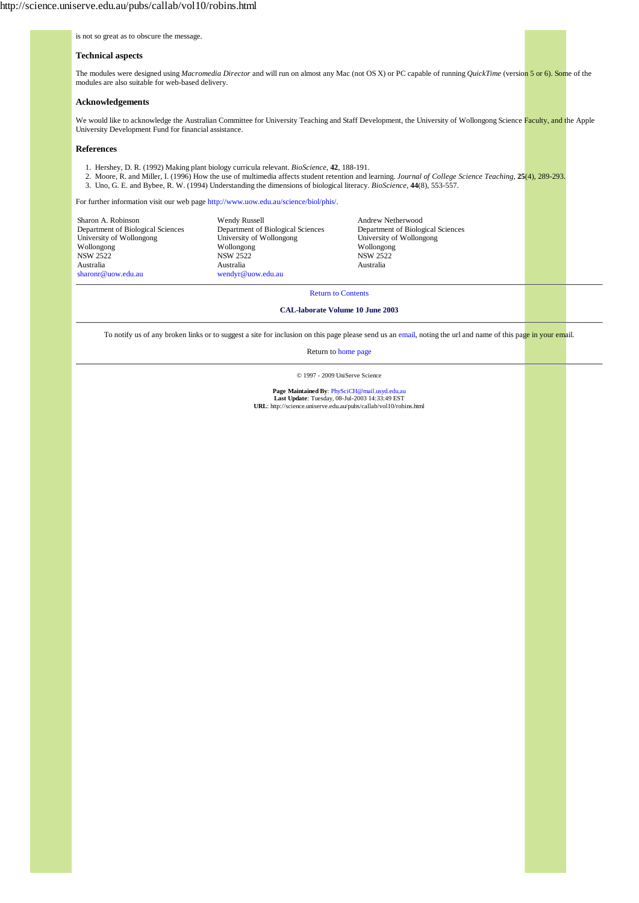is not so great as to obscure the message.

### Technical aspects

The modules were designed using *Macromedia Director* and will run on almost any Mac (not OS X) or PC capable of running *QuickTime* (version 5 or 6). Some of the modules are also suitable for web-based delivery.

### Acknowledgements

We would like to acknowledge the Australian Committee for University Teaching and Staff Development, the University of Wollongong Science Faculty, and the Apple University Development Fund for financial assistance.

### References

1. Hershey, D. R. (1992) Making plant biology curricula relevant. *BioScience*, **42**, 188-191.
2. Moore, R. and Miller, I. (1996) How the use of multimedia affects student retention and learning. *Journal of College Science Teaching*, **25**(4), 289-293.
3. Uno, G. E. and Bybee, R. W. (1994) Understanding the dimensions of biological literacy. *BioScience*, **44**(8), 553-557.

For further information visit our web page http://www.uow.edu.au/science/biol/phis/.

Sharon A. Robinson
Department of Biological Sciences
University of Wollongong
Wollongong
NSW 2522
Australia
sharonr@uow.edu.au

Wendy Russell
Department of Biological Sciences
University of Wollongong
Wollongong
NSW 2522
Australia
wendyr@uow.edu.au

Andrew Netherwood
Department of Biological Sciences
University of Wollongong
Wollongong
NSW 2522
Australia

---

Return to Contents

**CAL-laborate Volume 10 June 2003**

---

To notify us of any broken links or to suggest a site for inclusion on this page please send us an email, noting the url and name of this page in your email.

Return to home page

---

© 1997 - 2009 UniServe Science

**Page Maintained By**: PhySciCH@mail.usyd.edu.au
**Last Update**: Tuesday, 08-Jul-2003 14:33:49 EST
**URL**: http://science.uniserve.edu.au/pubs/callab/vol10/robins.html